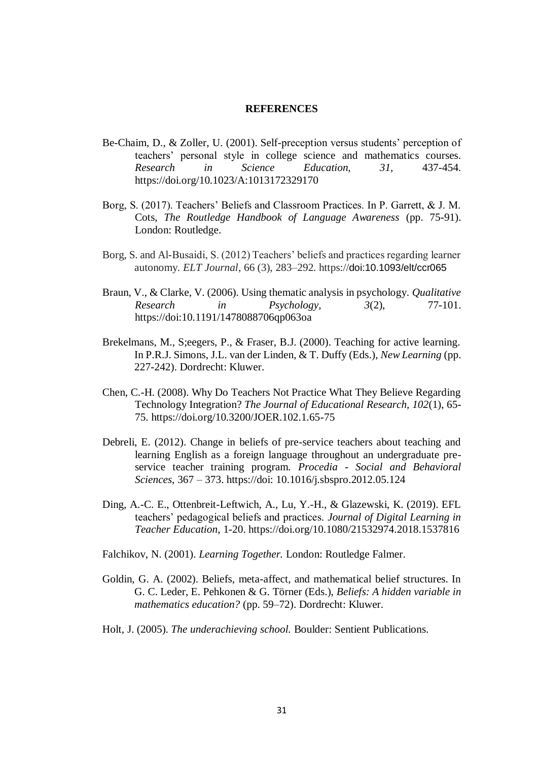# REFERENCES

Be-Chaim, D., & Zoller, U. (2001). Self-preception versus students' perception of teachers' personal style in college science and mathematics courses. *Research in Science Education, 31,* 437-454. https://doi.org/10.1023/A:1013172329170

Borg, S. (2017). Teachers' Beliefs and Classroom Practices. In P. Garrett, & J. M. Cots, *The Routledge Handbook of Language Awareness* (pp. 75-91). London: Routledge.

Borg, S. and Al-Busaidi, S. (2012) Teachers' beliefs and practices regarding learner autonomy. *ELT Journal*, 66 (3), 283–292. https://doi:10.1093/elt/ccr065

Braun, V., & Clarke, V. (2006). Using thematic analysis in psychology. *Qualitative Research in Psychology, 3*(2), 77-101. https://doi:10.1191/1478088706qp063oa

Brekelmans, M., S;eegers, P., & Fraser, B.J. (2000). Teaching for active learning. In P.R.J. Simons, J.L. van der Linden, & T. Duffy (Eds.), *New Learning* (pp. 227-242). Dordrecht: Kluwer.

Chen, C.-H. (2008). Why Do Teachers Not Practice What They Believe Regarding Technology Integration? *The Journal of Educational Research, 102*(1), 65-75. https://doi.org/10.3200/JOER.102.1.65-75

Debreli, E. (2012). Change in beliefs of pre-service teachers about teaching and learning English as a foreign language throughout an undergraduate pre-service teacher training program. *Procedia - Social and Behavioral Sciences*, 367 – 373. https://doi: 10.1016/j.sbspro.2012.05.124

Ding, A.-C. E., Ottenbreit-Leftwich, A., Lu, Y.-H., & Glazewski, K. (2019). EFL teachers' pedagogical beliefs and practices. *Journal of Digital Learning in Teacher Education*, 1-20. https://doi.org/10.1080/21532974.2018.1537816

Falchikov, N. (2001). *Learning Together.* London: Routledge Falmer.

Goldin, G. A. (2002). Beliefs, meta-affect, and mathematical belief structures. In G. C. Leder, E. Pehkonen & G. Törner (Eds.), *Beliefs: A hidden variable in mathematics education?* (pp. 59–72). Dordrecht: Kluwer.

Holt, J. (2005). *The underachieving school.* Boulder: Sentient Publications.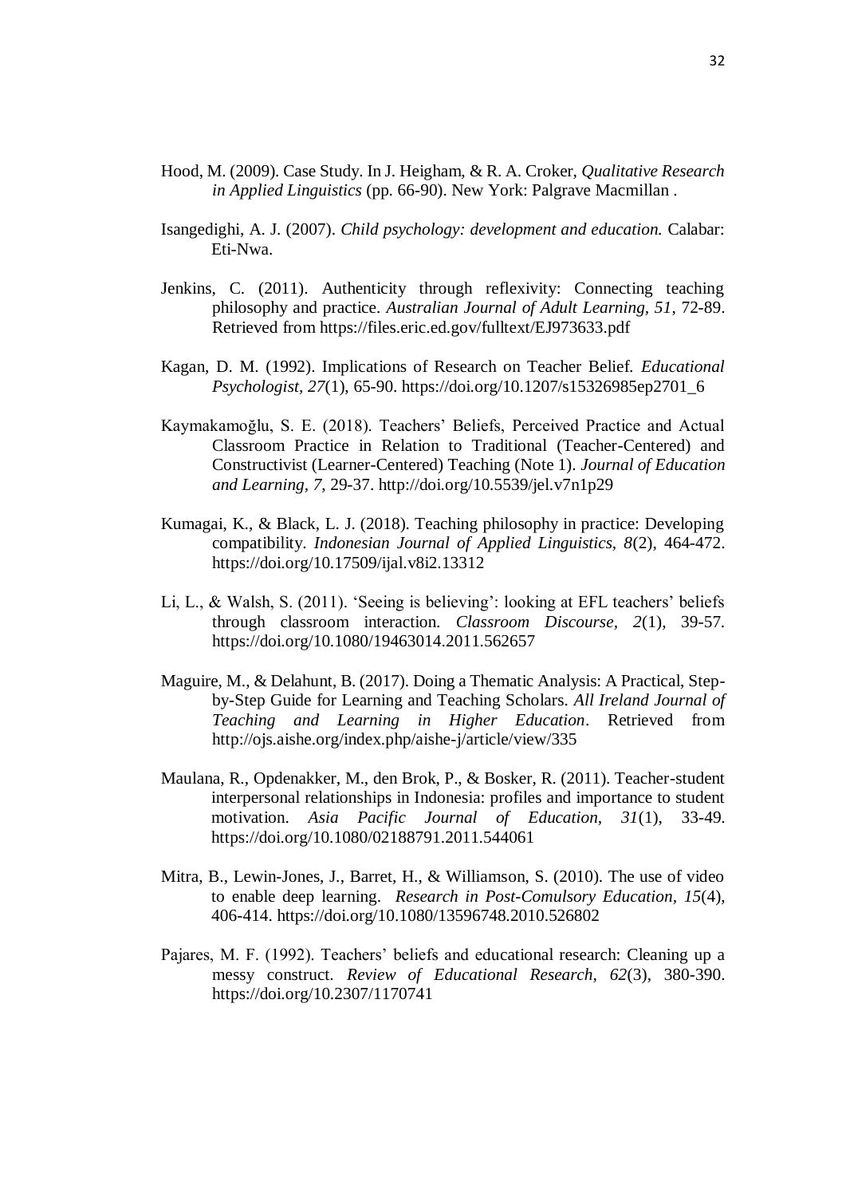Hood, M. (2009). Case Study. In J. Heigham, & R. A. Croker, *Qualitative Research in Applied Linguistics* (pp. 66-90). New York: Palgrave Macmillan .

Isangedighi, A. J. (2007). *Child psychology: development and education.* Calabar: Eti-Nwa.

Jenkins, C. (2011). Authenticity through reflexivity: Connecting teaching philosophy and practice. *Australian Journal of Adult Learning, 51*, 72-89. Retrieved from https://files.eric.ed.gov/fulltext/EJ973633.pdf

Kagan, D. M. (1992). Implications of Research on Teacher Belief. *Educational Psychologist, 27*(1), 65-90. https://doi.org/10.1207/s15326985ep2701_6

Kaymakamoğlu, S. E. (2018). Teachers' Beliefs, Perceived Practice and Actual Classroom Practice in Relation to Traditional (Teacher-Centered) and Constructivist (Learner-Centered) Teaching (Note 1). *Journal of Education and Learning, 7*, 29-37. http://doi.org/10.5539/jel.v7n1p29

Kumagai, K., & Black, L. J. (2018). Teaching philosophy in practice: Developing compatibility. *Indonesian Journal of Applied Linguistics, 8*(2), 464-472. https://doi.org/10.17509/ijal.v8i2.13312

Li, L., & Walsh, S. (2011). 'Seeing is believing': looking at EFL teachers' beliefs through classroom interaction. *Classroom Discourse, 2*(1), 39-57. https://doi.org/10.1080/19463014.2011.562657

Maguire, M., & Delahunt, B. (2017). Doing a Thematic Analysis: A Practical, Step-by-Step Guide for Learning and Teaching Scholars. *All Ireland Journal of Teaching and Learning in Higher Education*. Retrieved from http://ojs.aishe.org/index.php/aishe-j/article/view/335

Maulana, R., Opdenakker, M., den Brok, P., & Bosker, R. (2011). Teacher-student interpersonal relationships in Indonesia: profiles and importance to student motivation. *Asia Pacific Journal of Education, 31*(1), 33-49. https://doi.org/10.1080/02188791.2011.544061

Mitra, B., Lewin-Jones, J., Barret, H., & Williamson, S. (2010). The use of video to enable deep learning. *Research in Post-Comulsory Education, 15*(4), 406-414. https://doi.org/10.1080/13596748.2010.526802

Pajares, M. F. (1992). Teachers' beliefs and educational research: Cleaning up a messy construct. *Review of Educational Research, 62*(3), 380-390. https://doi.org/10.2307/1170741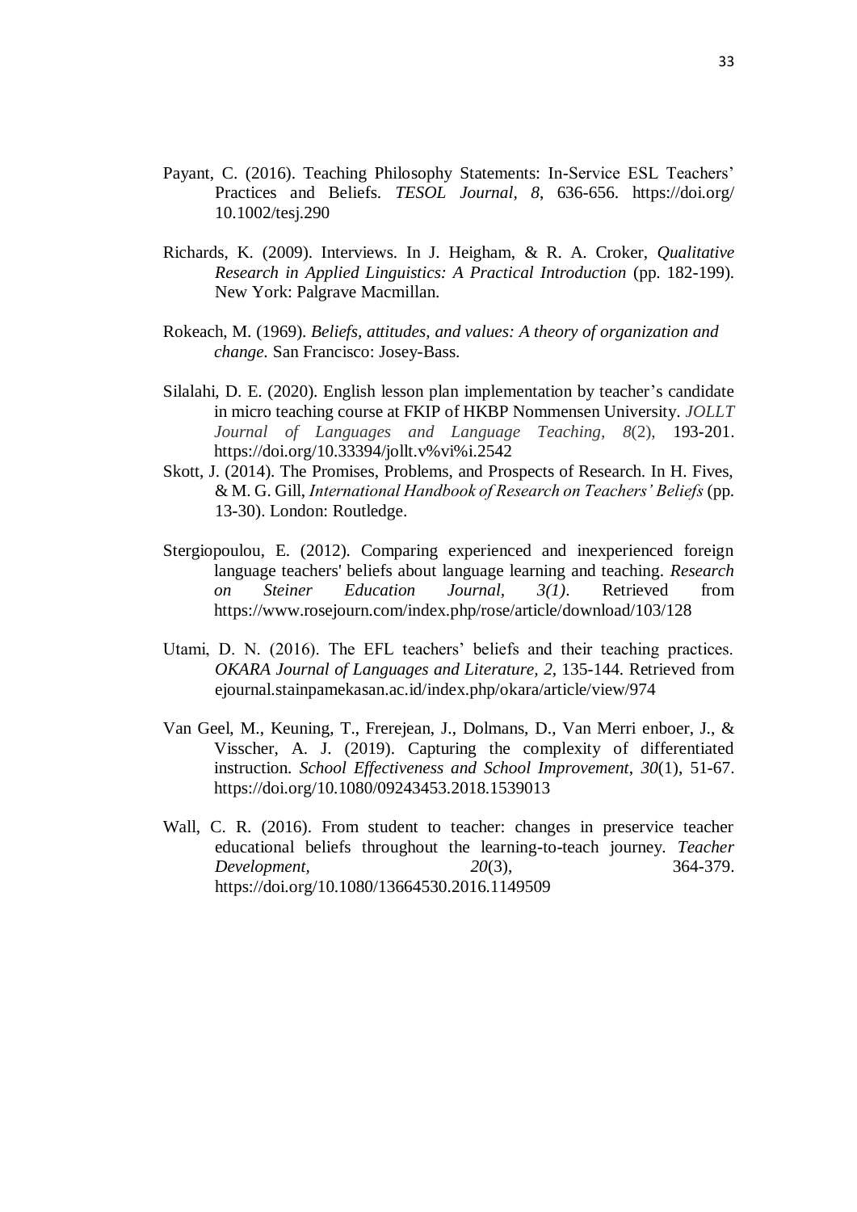Payant, C. (2016). Teaching Philosophy Statements: In-Service ESL Teachers' Practices and Beliefs. *TESOL Journal*, *8*, 636-656. https://doi.org/10.1002/tesj.290

Richards, K. (2009). Interviews. In J. Heigham, & R. A. Croker, *Qualitative Research in Applied Linguistics: A Practical Introduction* (pp. 182-199). New York: Palgrave Macmillan.

Rokeach, M. (1969). *Beliefs, attitudes, and values: A theory of organization and change.* San Francisco: Josey-Bass.

Silalahi, D. E. (2020). English lesson plan implementation by teacher's candidate in micro teaching course at FKIP of HKBP Nommensen University. *JOLLT Journal of Languages and Language Teaching, 8*(2), 193-201. https://doi.org/10.33394/jollt.v%vi%i.2542

Skott, J. (2014). The Promises, Problems, and Prospects of Research. In H. Fives, & M. G. Gill, *International Handbook of Research on Teachers' Beliefs* (pp. 13-30). London: Routledge.

Stergiopoulou, E. (2012). Comparing experienced and inexperienced foreign language teachers' beliefs about language learning and teaching. *Research on Steiner Education Journal, 3(1)*. Retrieved from https://www.rosejourn.com/index.php/rose/article/download/103/128

Utami, D. N. (2016). The EFL teachers' beliefs and their teaching practices. *OKARA Journal of Languages and Literature, 2*, 135-144. Retrieved from ejournal.stainpamekasan.ac.id/index.php/okara/article/view/974

Van Geel, M., Keuning, T., Frerejean, J., Dolmans, D., Van Merri enboer, J., & Visscher, A. J. (2019). Capturing the complexity of differentiated instruction. *School Effectiveness and School Improvement*, *30*(1), 51-67. https://doi.org/10.1080/09243453.2018.1539013

Wall, C. R. (2016). From student to teacher: changes in preservice teacher educational beliefs throughout the learning-to-teach journey. *Teacher Development, 20*(3), 364-379. https://doi.org/10.1080/13664530.2016.1149509